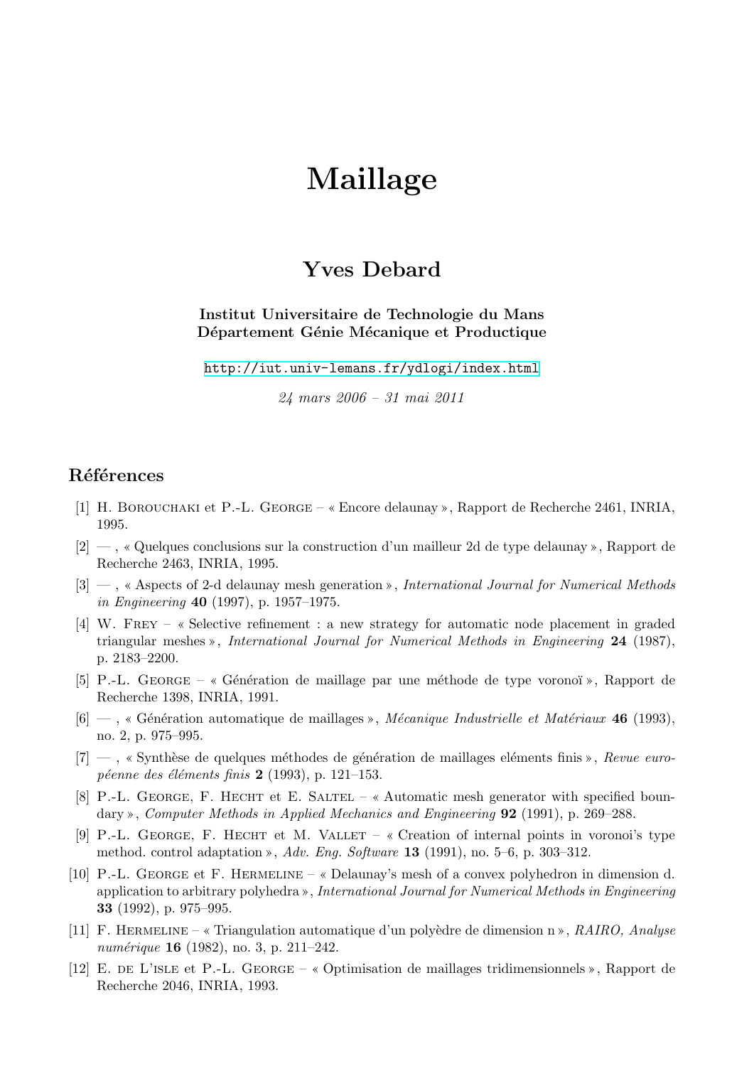# Maillage

## Yves Debard

**Institut Universitaire de Technologie du Mans**
**Département Génie Mécanique et Productique**

http://iut.univ-lemans.fr/ydlogi/index.html

*24 mars 2006 – 31 mai 2011*

## Références

[1] H. Borouchaki et P.-L. George – « Encore delaunay », Rapport de Recherche 2461, INRIA, 1995.

[2] — , « Quelques conclusions sur la construction d'un mailleur 2d de type delaunay », Rapport de Recherche 2463, INRIA, 1995.

[3] — , « Aspects of 2-d delaunay mesh generation », *International Journal for Numerical Methods in Engineering* **40** (1997), p. 1957–1975.

[4] W. Frey – « Selective refinement : a new strategy for automatic node placement in graded triangular meshes », *International Journal for Numerical Methods in Engineering* **24** (1987), p. 2183–2200.

[5] P.-L. George – « Génération de maillage par une méthode de type voronoï », Rapport de Recherche 1398, INRIA, 1991.

[6] — , « Génération automatique de maillages », *Mécanique Industrielle et Matériaux* **46** (1993), no. 2, p. 975–995.

[7] — , « Synthèse de quelques méthodes de génération de maillages eléments finis », *Revue européenne des éléments finis* **2** (1993), p. 121–153.

[8] P.-L. George, F. Hecht et E. Saltel – « Automatic mesh generator with specified boundary », *Computer Methods in Applied Mechanics and Engineering* **92** (1991), p. 269–288.

[9] P.-L. George, F. Hecht et M. Vallet – « Creation of internal points in voronoi's type method. control adaptation », *Adv. Eng. Software* **13** (1991), no. 5–6, p. 303–312.

[10] P.-L. George et F. Hermeline – « Delaunay's mesh of a convex polyhedron in dimension d. application to arbitrary polyhedra », *International Journal for Numerical Methods in Engineering* **33** (1992), p. 975–995.

[11] F. Hermeline – « Triangulation automatique d'un polyèdre de dimension n », *RAIRO, Analyse numérique* **16** (1982), no. 3, p. 211–242.

[12] E. de L'isle et P.-L. George – « Optimisation de maillages tridimensionnels », Rapport de Recherche 2046, INRIA, 1993.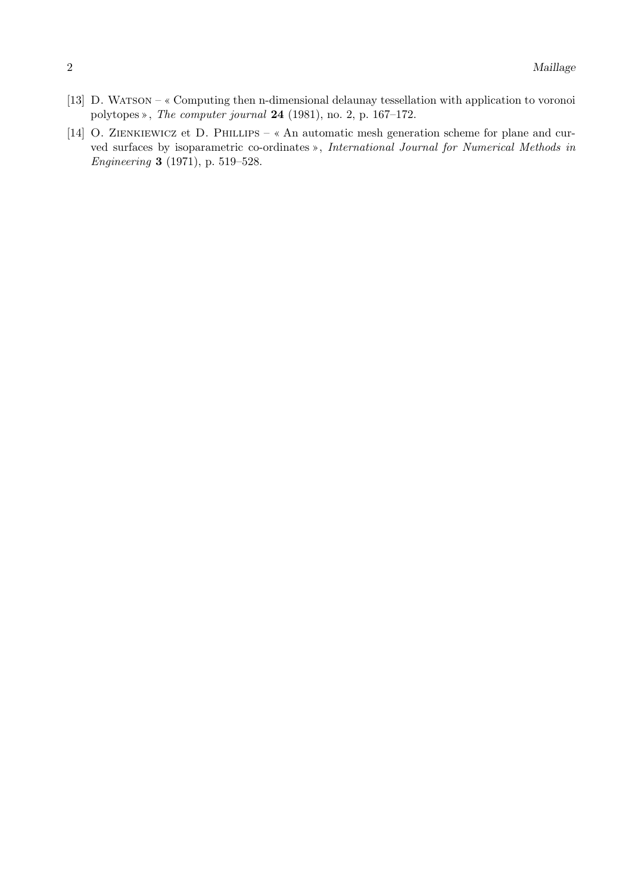[13] D. Watson – « Computing then n-dimensional delaunay tessellation with application to voronoi polytopes », *The computer journal* **24** (1981), no. 2, p. 167–172.

[14] O. Zienkiewicz et D. Phillips – « An automatic mesh generation scheme for plane and curved surfaces by isoparametric co-ordinates », *International Journal for Numerical Methods in Engineering* **3** (1971), p. 519–528.